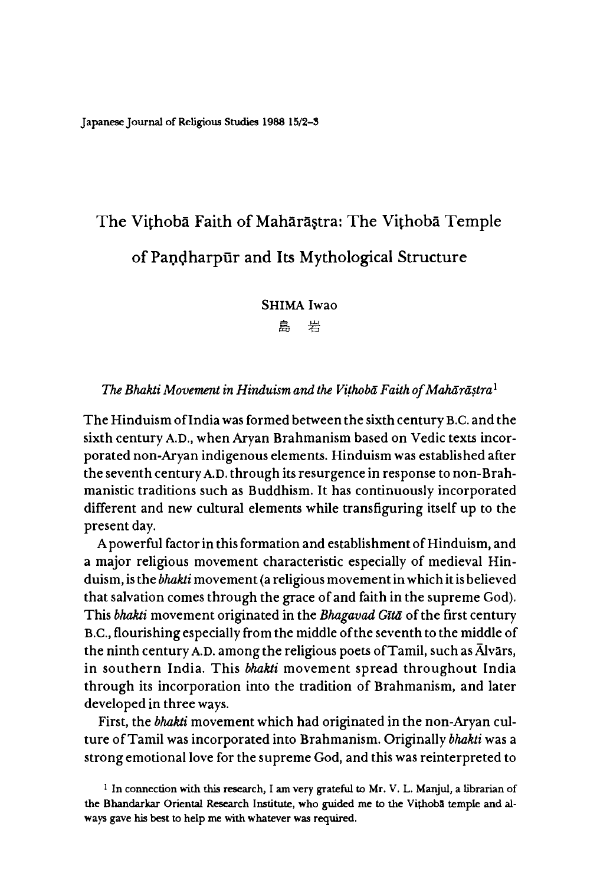# The Viṭhobā Faith of Mahārāṣtra: The Viṭhobā Temple of Paṇḍharpūr and Its Mythological Structure

SHIMA Iwao

島 岩

### *The Bhakti Movement in Hinduism and the Viṭhobā Faith of Mahārāṣtra*[1]

The Hinduism of India was formed between the sixth century B.C. and the sixth century A.D., when Aryan Brahmanism based on Vedic texts incorporated non-Aryan indigenous elements. Hinduism was established after the seventh century A.D. through its resurgence in response to non-Brahmanistic traditions such as Buddhism. It has continuously incorporated different and new cultural elements while transfiguring itself up to the present day.

A powerful factor in this formation and establishment of Hinduism, and a major religious movement characteristic especially of medieval Hinduism, is the *bhakti* movement (a religious movement in which it is believed that salvation comes through the grace of and faith in the supreme God). This *bhakti* movement originated in the *Bhagavad Gītā* of the first century B.C., flourishing especially from the middle of the seventh to the middle of the ninth century A.D. among the religious poets of Tamil, such as Ālvārs, in southern India. This *bhakti* movement spread throughout India through its incorporation into the tradition of Brahmanism, and later developed in three ways.

First, the *bhakti* movement which had originated in the non-Aryan culture of Tamil was incorporated into Brahmanism. Originally *bhakti* was a strong emotional love for the supreme God, and this was reinterpreted to

[1] In connection with this research, I am very grateful to Mr. V. L. Manjul, a librarian of the Bhandarkar Oriental Research Institute, who guided me to the Viṭhobā temple and always gave his best to help me with whatever was required.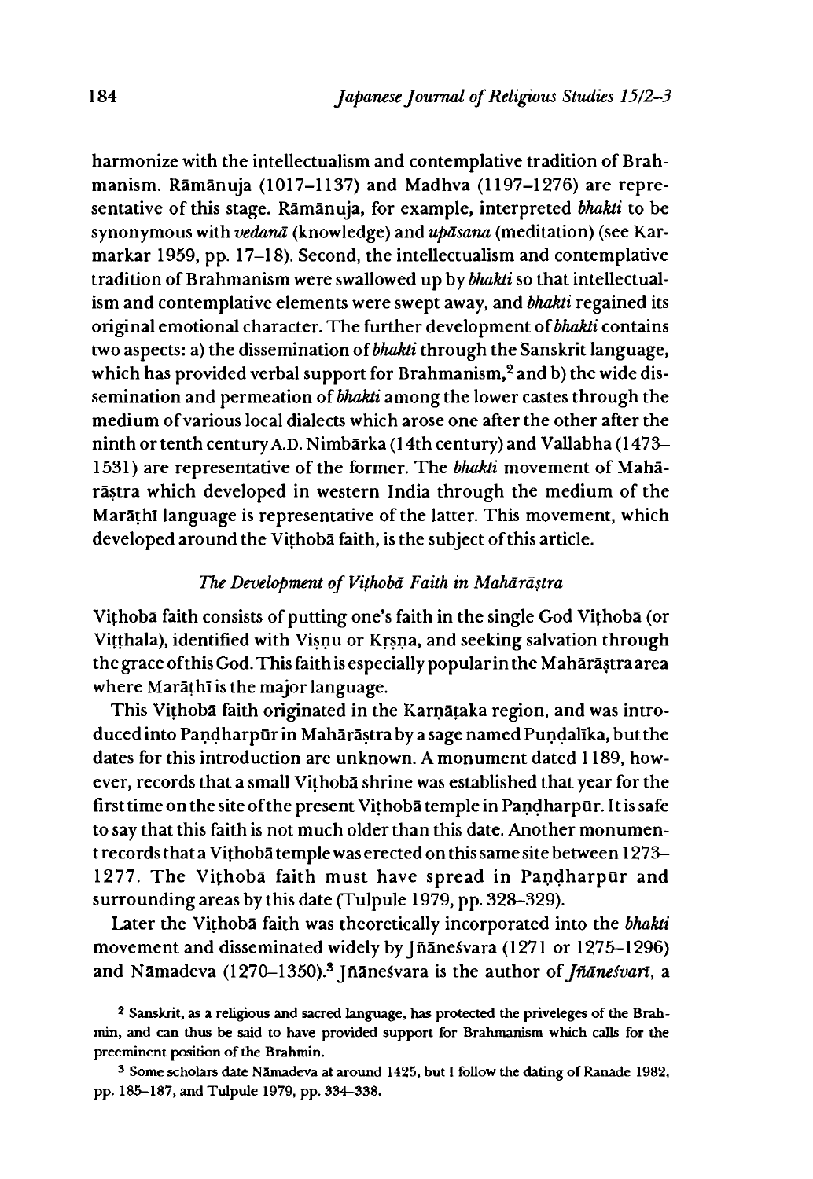harmonize with the intellectualism and contemplative tradition of Brahmanism. Rāmānuja (1017–1137) and Madhva (1197–1276) are representative of this stage. Rāmānuja, for example, interpreted *bhakti* to be synonymous with *vedanā* (knowledge) and *upāsana* (meditation) (see Karmarkar 1959, pp. 17–18). Second, the intellectualism and contemplative tradition of Brahmanism were swallowed up by *bhakti* so that intellectualism and contemplative elements were swept away, and *bhakti* regained its original emotional character. The further development of *bhakti* contains two aspects: a) the dissemination of *bhakti* through the Sanskrit language, which has provided verbal support for Brahmanism,[2] and b) the wide dissemination and permeation of *bhakti* among the lower castes through the medium of various local dialects which arose one after the other after the ninth or tenth century A.D. Nimbārka (14th century) and Vallabha (1473–1531) are representative of the former. The *bhakti* movement of Mahārāṣtra which developed in western India through the medium of the Marāṭhī language is representative of the latter. This movement, which developed around the Viṭhobā faith, is the subject of this article.

### *The Development of Viṭhobā Faith in Mahārāṣtra*

Viṭhobā faith consists of putting one's faith in the single God Viṭhobā (or Viṭṭhala), identified with Viṣṇu or Kṛṣṇa, and seeking salvation through the grace of this God. This faith is especially popular in the Mahārāṣtra area where Marāṭhī is the major language.

This Viṭhobā faith originated in the Karṇāṭaka region, and was introduced into Paṇḍharpūr in Mahārāṣtra by a sage named Puṇḍalīka, but the dates for this introduction are unknown. A monument dated 1189, however, records that a small Viṭhobā shrine was established that year for the first time on the site of the present Viṭhobā temple in Paṇḍharpūr. It is safe to say that this faith is not much older than this date. Another monument records that a Viṭhobā temple was erected on this same site between 1273–1277. The Viṭhobā faith must have spread in Paṇḍharpūr and surrounding areas by this date (Tulpule 1979, pp. 328–329).

Later the Viṭhobā faith was theoretically incorporated into the *bhakti* movement and disseminated widely by Jñāneśvara (1271 or 1275–1296) and Nāmadeva (1270–1350).[3] Jñāneśvara is the author of *Jñāneśvarī*, a

[2] Sanskrit, as a religious and sacred language, has protected the priveleges of the Brahmin, and can thus be said to have provided support for Brahmanism which calls for the preeminent position of the Brahmin.

[3] Some scholars date Nāmadeva at around 1425, but I follow the dating of Ranade 1982, pp. 185–187, and Tulpule 1979, pp. 334–338.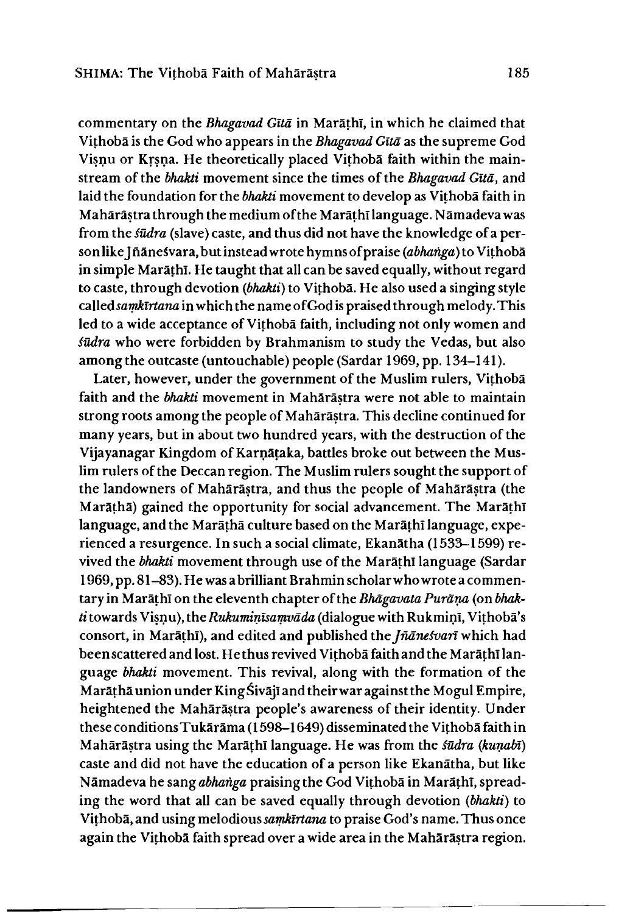commentary on the *Bhagavad Gītā* in Marāṭhī, in which he claimed that Viṭhobā is the God who appears in the *Bhagavad Gītā* as the supreme God Viṣṇu or Kṛṣṇa. He theoretically placed Viṭhobā faith within the mainstream of the *bhakti* movement since the times of the *Bhagavad Gītā*, and laid the foundation for the *bhakti* movement to develop as Viṭhobā faith in Mahārāṣtra through the medium of the Marāṭhī language. Nāmadeva was from the *śūdra* (slave) caste, and thus did not have the knowledge of a person like Jñāneśvara, but instead wrote hymns of praise (*abhaṅga*) to Viṭhobā in simple Marāṭhī. He taught that all can be saved equally, without regard to caste, through devotion (*bhakti*) to Viṭhobā. He also used a singing style called *saṃkīrtana* in which the name of God is praised through melody. This led to a wide acceptance of Viṭhobā faith, including not only women and *śūdra* who were forbidden by Brahmanism to study the Vedas, but also among the outcaste (untouchable) people (Sardar 1969, pp. 134–141).

Later, however, under the government of the Muslim rulers, Viṭhobā faith and the *bhakti* movement in Mahārāṣtra were not able to maintain strong roots among the people of Mahārāṣtra. This decline continued for many years, but in about two hundred years, with the destruction of the Vijayanagar Kingdom of Karṇāṭaka, battles broke out between the Muslim rulers of the Deccan region. The Muslim rulers sought the support of the landowners of Mahārāṣtra, and thus the people of Mahārāṣtra (the Marāṭhā) gained the opportunity for social advancement. The Marāṭhī language, and the Marāṭhā culture based on the Marāṭhī language, experienced a resurgence. In such a social climate, Ekanātha (1533–1599) revived the *bhakti* movement through use of the Marāṭhī language (Sardar 1969, pp. 81–83). He was a brilliant Brahmin scholar who wrote a commentary in Marāṭhī on the eleventh chapter of the *Bhāgavata Purāṇa* (on *bhakti* towards Viṣṇu), the *Rukuminīsaṃvāda* (dialogue with Rukmiṇī, Viṭhobā's consort, in Marāṭhī), and edited and published the *Jñāneśvarī* which had been scattered and lost. He thus revived Viṭhobā faith and the Marāṭhī language *bhakti* movement. This revival, along with the formation of the Marāṭhā union under King Śivājī and their war against the Mogul Empire, heightened the Mahārāṣtra people's awareness of their identity. Under these conditions Tukārāma (1598–1649) disseminated the Viṭhobā faith in Mahārāṣtra using the Marāṭhī language. He was from the *śūdra* (*kuṇabī*) caste and did not have the education of a person like Ekanātha, but like Nāmadeva he sang *abhaṅga* praising the God Viṭhobā in Marāṭhī, spreading the word that all can be saved equally through devotion (*bhakti*) to Viṭhobā, and using melodious *saṃkīrtana* to praise God's name. Thus once again the Viṭhobā faith spread over a wide area in the Mahārāṣtra region.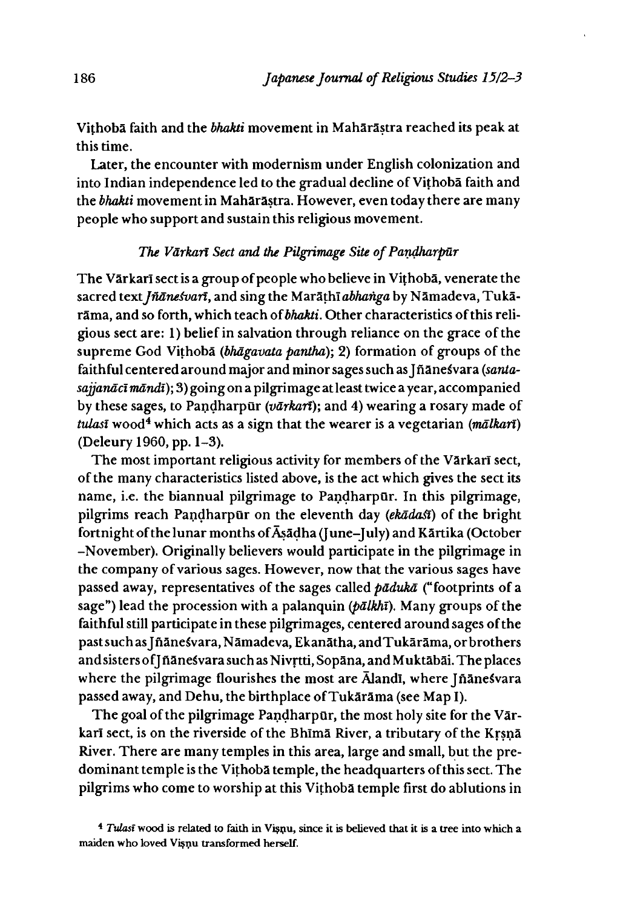Viṭhobā faith and the *bhakti* movement in Mahārāṣtra reached its peak at this time.

Later, the encounter with modernism under English colonization and into Indian independence led to the gradual decline of Viṭhobā faith and the *bhakti* movement in Mahārāṣtra. However, even today there are many people who support and sustain this religious movement.

### *The Vārkarī Sect and the Pilgrimage Site of Paṇḍharpūr*

The Vārkarī sect is a group of people who believe in Viṭhobā, venerate the sacred text *Jñāneśvarī*, and sing the Marāṭhī *abhaṅga* by Nāmadeva, Tukārāma, and so forth, which teach of *bhakti*. Other characteristics of this religious sect are: 1) belief in salvation through reliance on the grace of the supreme God Viṭhobā (*bhāgavata pantha*); 2) formation of groups of the faithful centered around major and minor sages such as Jñāneśvara (*santasajjanācī māndī*); 3) going on a pilgrimage at least twice a year, accompanied by these sages, to Paṇḍharpūr (*vārkarī*); and 4) wearing a rosary made of *tulasī* wood[4] which acts as a sign that the wearer is a vegetarian (*mālkarī*) (Deleury 1960, pp. 1–3).

The most important religious activity for members of the Vārkarī sect, of the many characteristics listed above, is the act which gives the sect its name, i.e. the biannual pilgrimage to Paṇḍharpūr. In this pilgrimage, pilgrims reach Paṇḍharpūr on the eleventh day (*ekādaśī*) of the bright fortnight of the lunar months of Āṣāḍha (June–July) and Kārtika (October –November). Originally believers would participate in the pilgrimage in the company of various sages. However, now that the various sages have passed away, representatives of the sages called *pādukā* ("footprints of a sage") lead the procession with a palanquin (*pālkhī*). Many groups of the faithful still participate in these pilgrimages, centered around sages of the past such as Jñāneśvara, Nāmadeva, Ekanātha, and Tukārāma, or brothers and sisters of Jñāneśvara such as Nivṛtti, Sopāna, and Muktābāi. The places where the pilgrimage flourishes the most are Ālandī, where Jñāneśvara passed away, and Dehu, the birthplace of Tukārāma (see Map I).

The goal of the pilgrimage Paṇḍharpūr, the most holy site for the Vārkarī sect, is on the riverside of the Bhīmā River, a tributary of the Kṛṣṇā River. There are many temples in this area, large and small, but the predominant temple is the Viṭhobā temple, the headquarters of this sect. The pilgrims who come to worship at this Viṭhobā temple first do ablutions in

[4] *Tulasī* wood is related to faith in Viṣṇu, since it is believed that it is a tree into which a maiden who loved Viṣṇu transformed herself.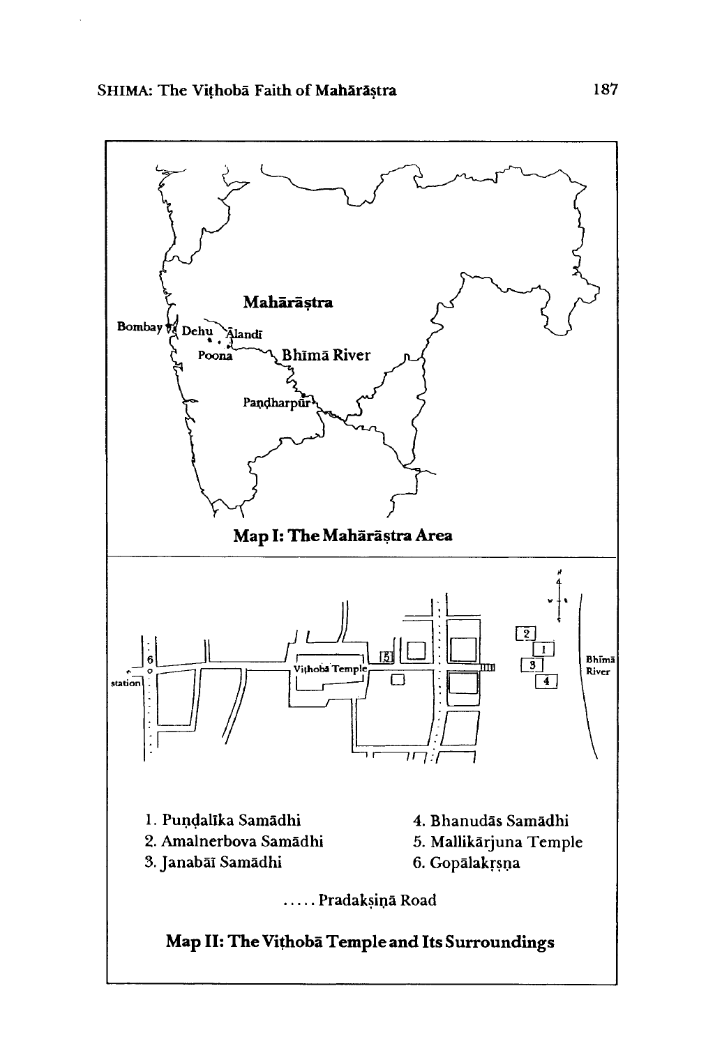**Map I: The Mahārāṣtra Area**

1. Puṇḍalīka Samādhi
2. Amalnerbova Samādhi
3. Janabāī Samādhi
4. Bhanudās Samādhi
5. Mallikārjuna Temple
6. Gopālakṛṣṇa

..... Pradakṣiṇā Road

**Map II: The Viṭhobā Temple and Its Surroundings**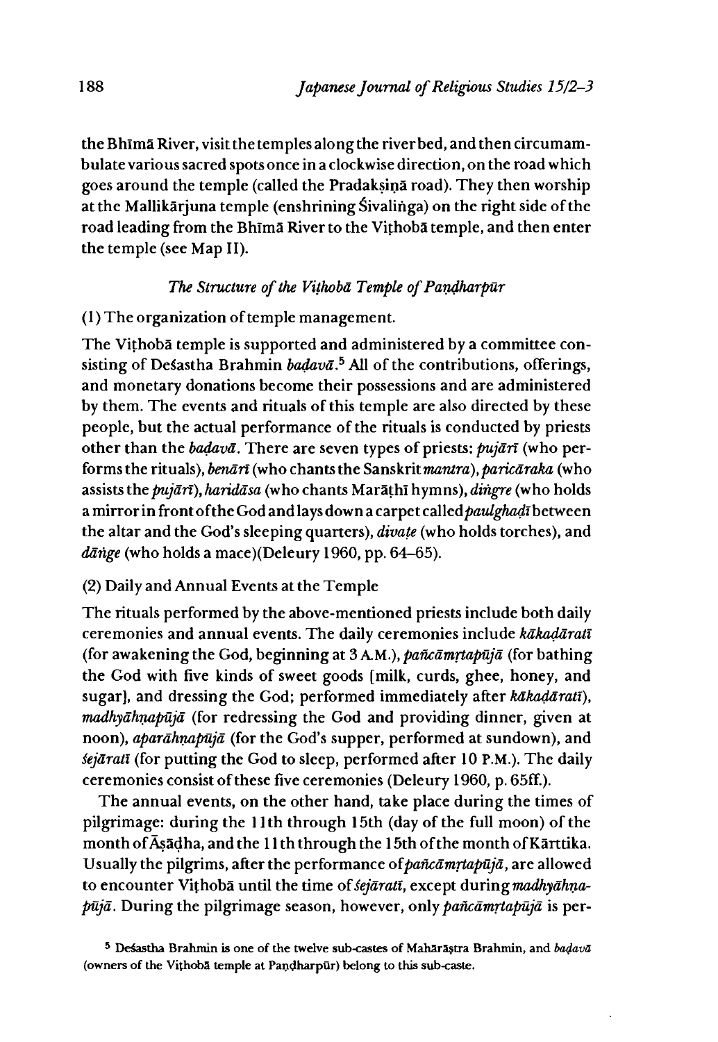the Bhīmā River, visit the temples along the river bed, and then circumambulate various sacred spots once in a clockwise direction, on the road which goes around the temple (called the Pradakṣiṇā road). They then worship at the Mallikārjuna temple (enshrining Śivaliṅga) on the right side of the road leading from the Bhīmā River to the Viṭhobā temple, and then enter the temple (see Map II).

### *The Structure of the Viṭhobā Temple of Paṇḍharpūr*

(1) The organization of temple management.

The Viṭhobā temple is supported and administered by a committee consisting of Deśastha Brahmin *baḍavā*.[5] All of the contributions, offerings, and monetary donations become their possessions and are administered by them. The events and rituals of this temple are also directed by these people, but the actual performance of the rituals is conducted by priests other than the *baḍavā*. There are seven types of priests: *pujārī* (who performs the rituals), *benārī* (who chants the Sanskrit *mantra*), *paricāraka* (who assists the *pujārī*), *haridāsa* (who chants Marāṭhī hymns), *diṅgre* (who holds a mirror in front of the God and lays down a carpet called *paulghaḍī* between the altar and the God's sleeping quarters), *divaṭe* (who holds torches), and *dāṅge* (who holds a mace)(Deleury 1960, pp. 64–65).

(2) Daily and Annual Events at the Temple

The rituals performed by the above-mentioned priests include both daily ceremonies and annual events. The daily ceremonies include *kākaḍāratī* (for awakening the God, beginning at 3 A.M.), *pañcāmṛtapūjā* (for bathing the God with five kinds of sweet goods [milk, curds, ghee, honey, and sugar], and dressing the God; performed immediately after *kākaḍāratī*), *madhyāhṇapūjā* (for redressing the God and providing dinner, given at noon), *aparāhṇapūjā* (for the God's supper, performed at sundown), and *śejāratī* (for putting the God to sleep, performed after 10 P.M.). The daily ceremonies consist of these five ceremonies (Deleury 1960, p. 65ff.).

The annual events, on the other hand, take place during the times of pilgrimage: during the 11th through 15th (day of the full moon) of the month of Āṣāḍha, and the 11th through the 15th of the month of Kārttika. Usually the pilgrims, after the performance of *pañcāmṛtapūjā*, are allowed to encounter Viṭhobā until the time of *śejāratī*, except during *madhyāhṇapūjā*. During the pilgrimage season, however, only *pañcāmṛtapūjā* is per-

[5] Deśastha Brahmin is one of the twelve sub-castes of Mahārāṣṭra Brahmin, and *baḍavā* (owners of the Viṭhobā temple at Paṇḍharpūr) belong to this sub-caste.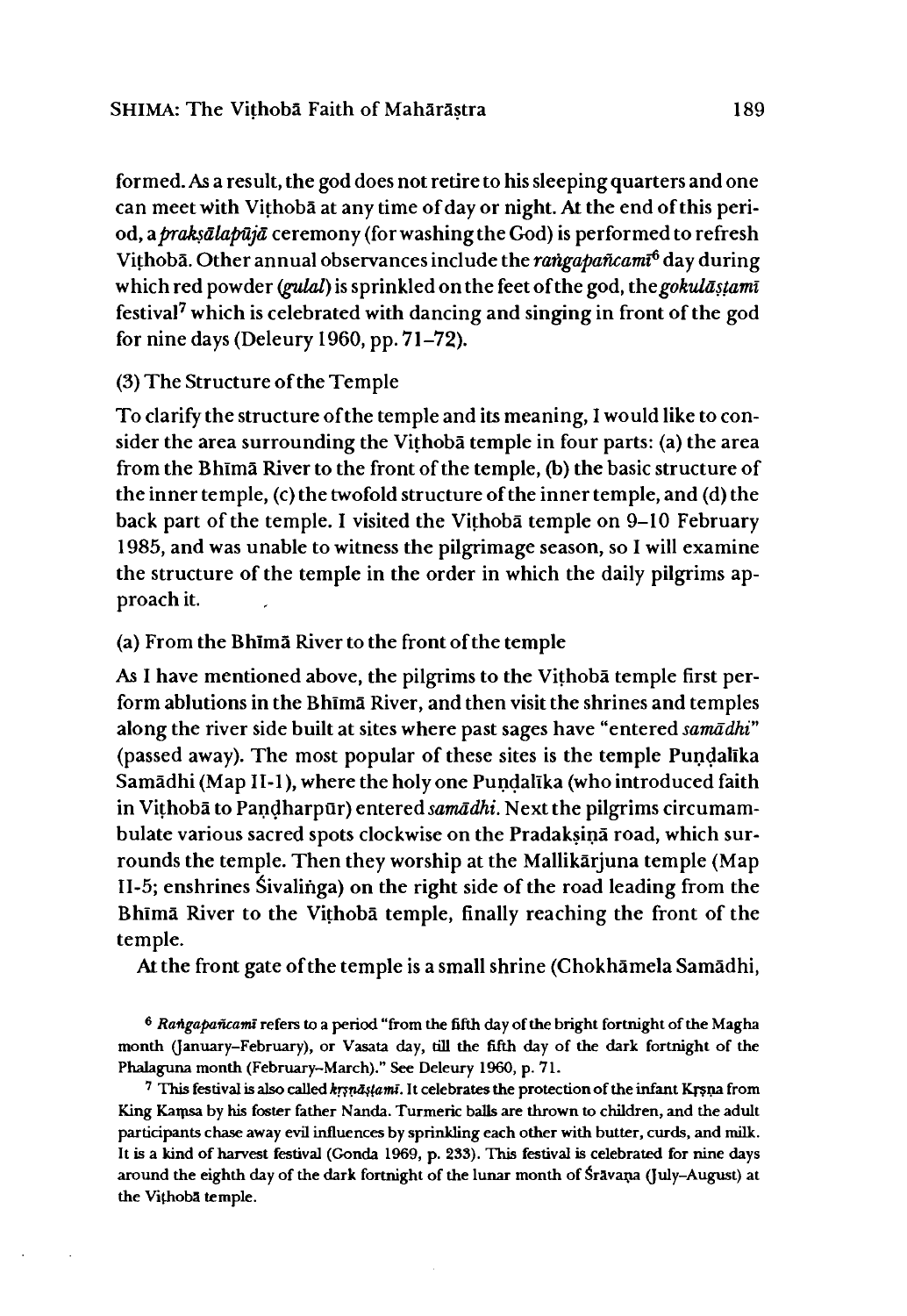formed. As a result, the god does not retire to his sleeping quarters and one can meet with Viṭhobā at any time of day or night. At the end of this period, a *prakṣālapūjā* ceremony (for washing the God) is performed to refresh Viṭhobā. Other annual observances include the *raṅgapañcamī*[6] day during which red powder (*gulal*) is sprinkled on the feet of the god, the *gokulāṣṭamī* festival[7] which is celebrated with dancing and singing in front of the god for nine days (Deleury 1960, pp. 71–72).

(3) The Structure of the Temple

To clarify the structure of the temple and its meaning, I would like to consider the area surrounding the Viṭhobā temple in four parts: (a) the area from the Bhīmā River to the front of the temple, (b) the basic structure of the inner temple, (c) the twofold structure of the inner temple, and (d) the back part of the temple. I visited the Viṭhobā temple on 9–10 February 1985, and was unable to witness the pilgrimage season, so I will examine the structure of the temple in the order in which the daily pilgrims approach it.

(a) From the Bhīmā River to the front of the temple

As I have mentioned above, the pilgrims to the Viṭhobā temple first perform ablutions in the Bhīmā River, and then visit the shrines and temples along the river side built at sites where past sages have "entered *samādhi*" (passed away). The most popular of these sites is the temple Puṇḍalīka Samādhi (Map II-1), where the holy one Puṇḍalīka (who introduced faith in Viṭhobā to Paṇḍharpūr) entered *samādhi*. Next the pilgrims circumambulate various sacred spots clockwise on the Pradakṣiṇā road, which surrounds the temple. Then they worship at the Mallikārjuna temple (Map II-5; enshrines Śivaliṅga) on the right side of the road leading from the Bhīmā River to the Viṭhobā temple, finally reaching the front of the temple.

At the front gate of the temple is a small shrine (Chokhāmela Samādhi,

[6] *Raṅgapañcamī* refers to a period "from the fifth day of the bright fortnight of the Magha month (January–February), or Vasata day, till the fifth day of the dark fortnight of the Phalaguna month (February–March)." See Deleury 1960, p. 71.

[7] This festival is also called *kṛṣṇāṣṭamī*. It celebrates the protection of the infant Kṛṣṇa from King Kaṃsa by his foster father Nanda. Turmeric balls are thrown to children, and the adult participants chase away evil influences by sprinkling each other with butter, curds, and milk. It is a kind of harvest festival (Gonda 1969, p. 233). This festival is celebrated for nine days around the eighth day of the dark fortnight of the lunar month of Śrāvaṇa (July–August) at the Viṭhobā temple.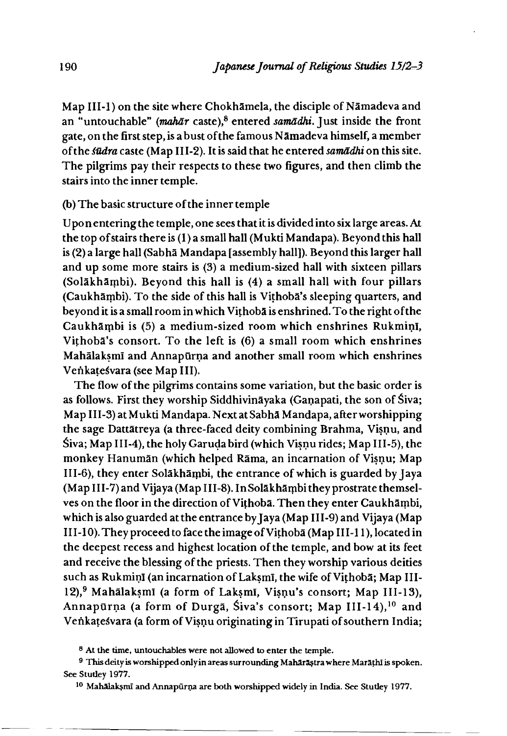Map III-1) on the site where Chokhāmela, the disciple of Nāmadeva and an "untouchable" (*mahār* caste),[8] entered *samādhi*. Just inside the front gate, on the first step, is a bust of the famous Nāmadeva himself, a member of the *śūdra* caste (Map III-2). It is said that he entered *samādhi* on this site. The pilgrims pay their respects to these two figures, and then climb the stairs into the inner temple.

(b) The basic structure of the inner temple

Upon entering the temple, one sees that it is divided into six large areas. At the top of stairs there is (1) a small hall (Mukti Mandapa). Beyond this hall is (2) a large hall (Sabhā Mandapa [assembly hall]). Beyond this larger hall and up some more stairs is (3) a medium-sized hall with sixteen pillars (Solākhāṃbi). Beyond this hall is (4) a small hall with four pillars (Caukhāṃbi). To the side of this hall is Viṭhobā's sleeping quarters, and beyond it is a small room in which Viṭhobā is enshrined. To the right of the Caukhāṃbi is (5) a medium-sized room which enshrines Rukmiṇī, Viṭhobā's consort. To the left is (6) a small room which enshrines Mahālakṣmī and Annapūrṇa and another small room which enshrines Veṅkaṭeśvara (see Map III).

The flow of the pilgrims contains some variation, but the basic order is as follows. First they worship Siddhivināyaka (Gaṇapati, the son of Śiva; Map III-3) at Mukti Mandapa. Next at Sabhā Mandapa, after worshipping the sage Dattātreya (a three-faced deity combining Brahma, Viṣṇu, and Śiva; Map III-4), the holy Garuḍa bird (which Viṣṇu rides; Map III-5), the monkey Hanumān (which helped Rāma, an incarnation of Viṣṇu; Map III-6), they enter Solākhāṃbi, the entrance of which is guarded by Jaya (Map III-7) and Vijaya (Map III-8). In Solākhāṃbi they prostrate themselves on the floor in the direction of Viṭhobā. Then they enter Caukhāṃbi, which is also guarded at the entrance by Jaya (Map III-9) and Vijaya (Map III-10). They proceed to face the image of Viṭhobā (Map III-11), located in the deepest recess and highest location of the temple, and bow at its feet and receive the blessing of the priests. Then they worship various deities such as Rukmiṇī (an incarnation of Lakṣmī, the wife of Viṭhobā; Map III-12),[9] Mahālakṣmī (a form of Lakṣmī, Viṣṇu's consort; Map III-13), Annapūrṇa (a form of Durgā, Śiva's consort; Map III-14),[10] and Veṅkaṭeśvara (a form of Viṣṇu originating in Tirupati of southern India;

---

[8] At the time, untouchables were not allowed to enter the temple.

[9] This deity is worshipped only in areas surrounding Mahārāṣṭra where Marāṭhī is spoken. See Stutley 1977.

[10] Mahālakṣmī and Annapūrṇa are both worshipped widely in India. See Stutley 1977.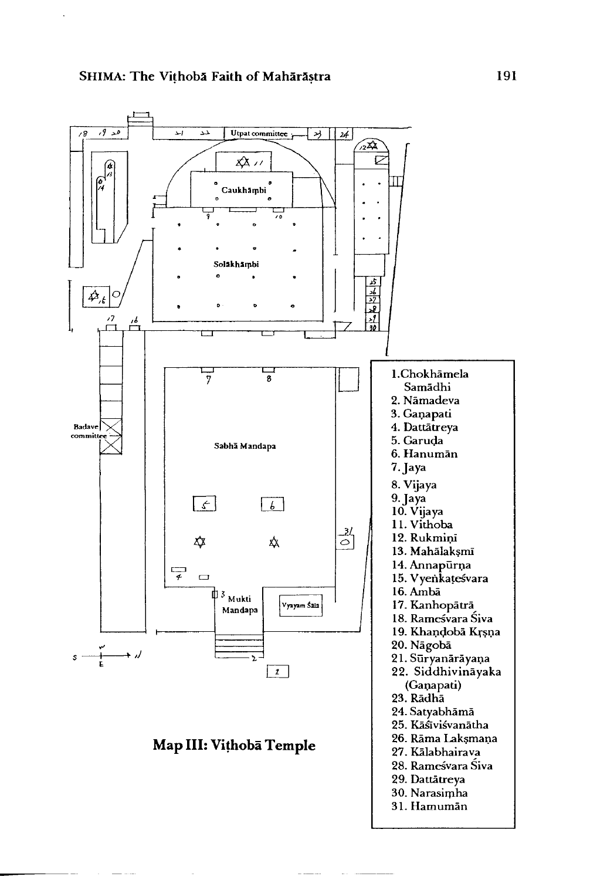Utpat committee

Caukhāmbi

Solākhāmbi

Badave committee

Sabhā Mandapa

Mukti Mandapa

Vyayam Śala

1. Chokhāmela Samādhi
2. Nāmadeva
3. Gaṇapati
4. Dattātreya
5. Garuḍa
6. Hanumān
7. Jaya
8. Vijaya
9. Jaya
10. Vijaya
11. Vithoba
12. Rukmiṇī
13. Mahālakṣmī
14. Annapūrṇa
15. Vyeṅkaṭeśvara
16. Ambā
17. Kanhopātrā
18. Rameśvara Śiva
19. Khaṇḍobā Kṛṣṇa
20. Nāgobā
21. Sūryanārāyaṇa
22. Siddhivināyaka (Gaṇapati)
23. Rādhā
24. Satyabhāmā
25. Kāśiviśvanātha
26. Rāma Lakṣmaṇa
27. Kālabhairava
28. Rameśvara Śiva
29. Dattātreya
30. Narasiṃha
31. Hamumān

**Map III: Viṭhobā Temple**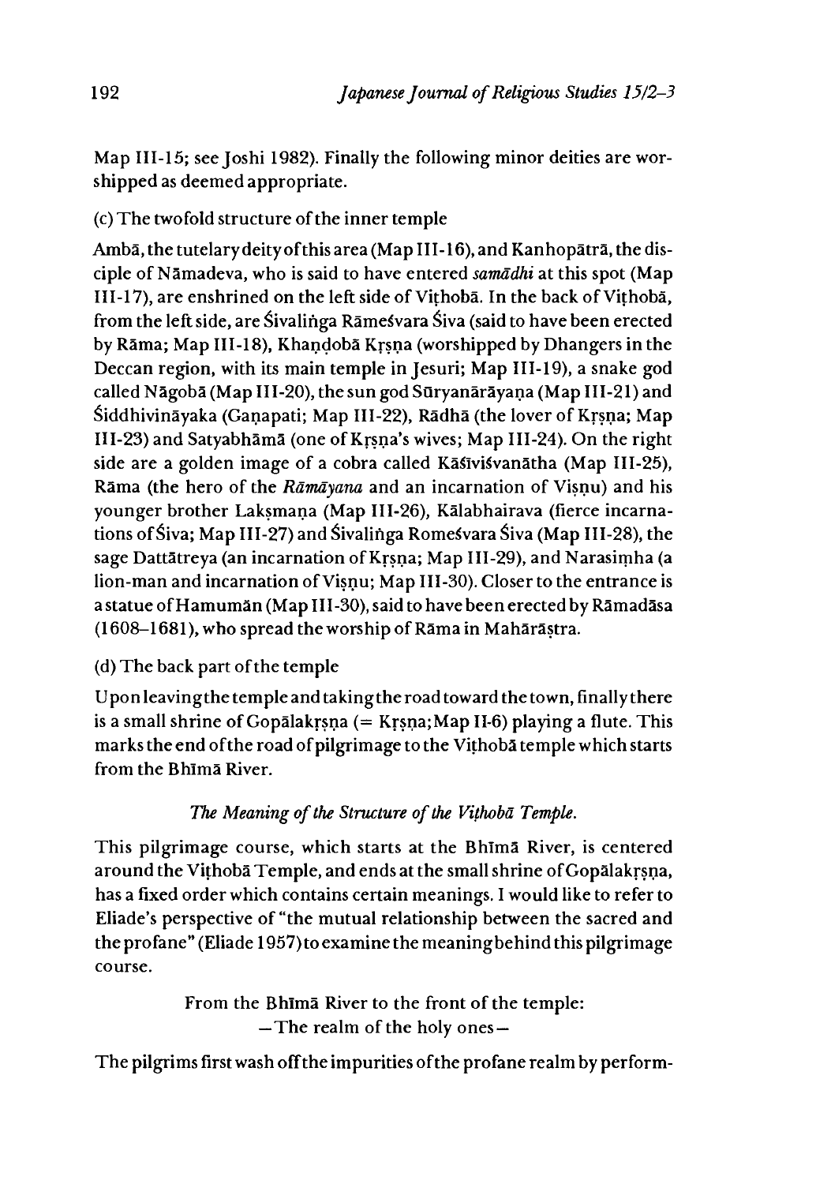Map III-15; see Joshi 1982). Finally the following minor deities are worshipped as deemed appropriate.

(c) The twofold structure of the inner temple

Ambā, the tutelary deity of this area (Map III-16), and Kanhopātrā, the disciple of Nāmadeva, who is said to have entered *samādhi* at this spot (Map III-17), are enshrined on the left side of Viṭhobā. In the back of Viṭhobā, from the left side, are Śivaliṅga Rāmeśvara Śiva (said to have been erected by Rāma; Map III-18), Khaṇḍobā Kṛṣṇa (worshipped by Dhangers in the Deccan region, with its main temple in Jesuri; Map III-19), a snake god called Nāgobā (Map III-20), the sun god Sūryanārāyaṇa (Map III-21) and Śiddhivināyaka (Gaṇapati; Map III-22), Rādhā (the lover of Kṛṣṇa; Map III-23) and Satyabhāmā (one of Kṛṣṇa's wives; Map III-24). On the right side are a golden image of a cobra called Kāśīviśvanātha (Map III-25), Rāma (the hero of the *Rāmāyana* and an incarnation of Viṣṇu) and his younger brother Lakṣmaṇa (Map III-26), Kālabhairava (fierce incarnations of Śiva; Map III-27) and Śivaliṅga Romeśvara Śiva (Map III-28), the sage Dattātreya (an incarnation of Kṛṣṇa; Map III-29), and Narasiṃha (a lion-man and incarnation of Viṣṇu; Map III-30). Closer to the entrance is a statue of Hamumān (Map III-30), said to have been erected by Rāmadāsa (1608–1681), who spread the worship of Rāma in Mahārāṣtra.

(d) The back part of the temple

Upon leaving the temple and taking the road toward the town, finally there is a small shrine of Gopālakṛṣṇa (= Kṛṣṇa; Map II-6) playing a flute. This marks the end of the road of pilgrimage to the Viṭhobā temple which starts from the Bhīmā River.

### *The Meaning of the Structure of the Viṭhobā Temple.*

This pilgrimage course, which starts at the Bhīmā River, is centered around the Viṭhobā Temple, and ends at the small shrine of Gopālakṛṣṇa, has a fixed order which contains certain meanings. I would like to refer to Eliade's perspective of "the mutual relationship between the sacred and the profane" (Eliade 1957) to examine the meaning behind this pilgrimage course.

From the Bhīmā River to the front of the temple:
—The realm of the holy ones—

The pilgrims first wash off the impurities of the profane realm by perform-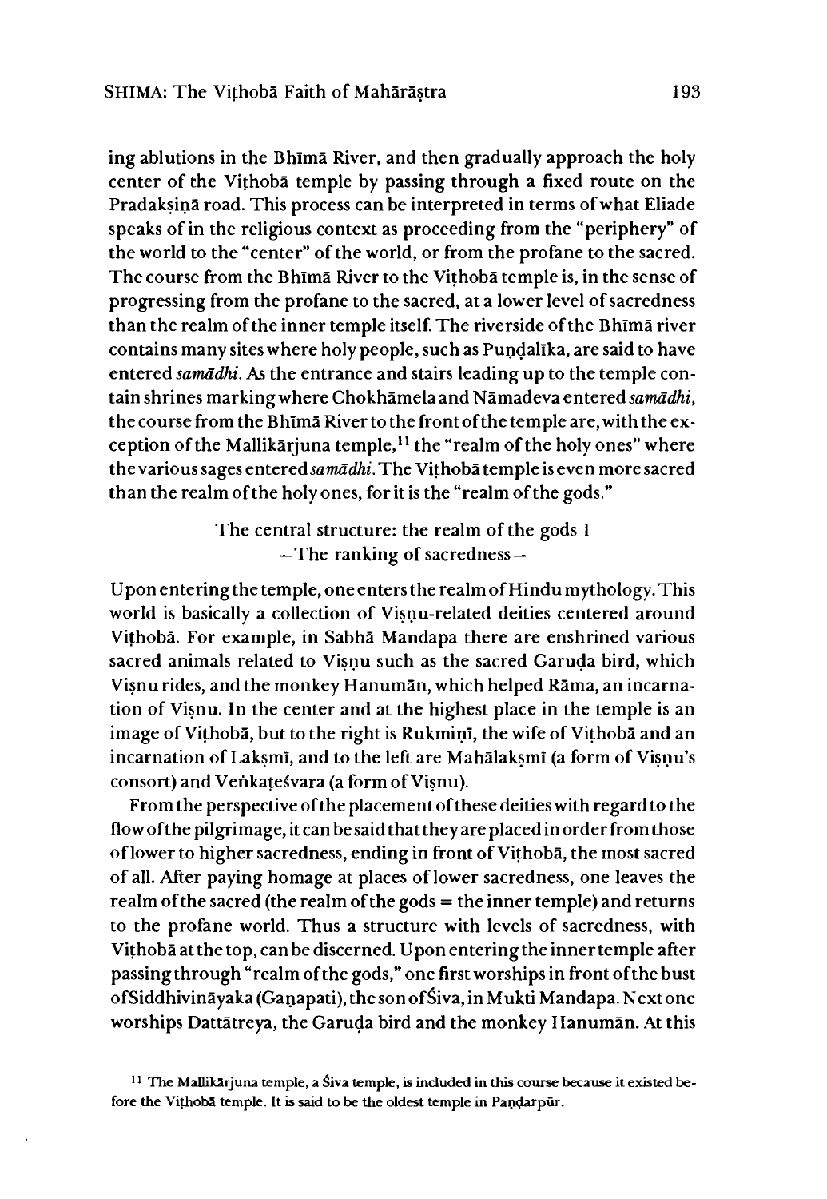ing ablutions in the Bhīmā River, and then gradually approach the holy center of the Viṭhobā temple by passing through a fixed route on the Pradakṣiṇā road. This process can be interpreted in terms of what Eliade speaks of in the religious context as proceeding from the "periphery" of the world to the "center" of the world, or from the profane to the sacred. The course from the Bhīmā River to the Viṭhobā temple is, in the sense of progressing from the profane to the sacred, at a lower level of sacredness than the realm of the inner temple itself. The riverside of the Bhīmā river contains many sites where holy people, such as Puṇḍalīka, are said to have entered *samādhi*. As the entrance and stairs leading up to the temple contain shrines marking where Chokhāmela and Nāmadeva entered *samādhi*, the course from the Bhīmā River to the front of the temple are, with the exception of the Mallikārjuna temple,[11] the "realm of the holy ones" where the various sages entered *samādhi*. The Viṭhobā temple is even more sacred than the realm of the holy ones, for it is the "realm of the gods."

## The central structure: the realm of the gods I
## —The ranking of sacredness—

Upon entering the temple, one enters the realm of Hindu mythology. This world is basically a collection of Viṣṇu-related deities centered around Viṭhobā. For example, in Sabhā Mandapa there are enshrined various sacred animals related to Viṣṇu such as the sacred Garuḍa bird, which Viṣnu rides, and the monkey Hanumān, which helped Rāma, an incarnation of Viṣṇu. In the center and at the highest place in the temple is an image of Viṭhobā, but to the right is Rukmiṇī, the wife of Viṭhobā and an incarnation of Lakṣmī, and to the left are Mahālakṣmī (a form of Viṣṇu's consort) and Veṅkaṭeśvara (a form of Viṣṇu).

From the perspective of the placement of these deities with regard to the flow of the pilgrimage, it can be said that they are placed in order from those of lower to higher sacredness, ending in front of Viṭhobā, the most sacred of all. After paying homage at places of lower sacredness, one leaves the realm of the sacred (the realm of the gods = the inner temple) and returns to the profane world. Thus a structure with levels of sacredness, with Viṭhobā at the top, can be discerned. Upon entering the inner temple after passing through "realm of the gods," one first worships in front of the bust of Siddhivināyaka (Gaṇapati), the son of Śiva, in Mukti Mandapa. Next one worships Dattātreya, the Garuḍa bird and the monkey Hanumān. At this

[11] The Mallikārjuna temple, a Śiva temple, is included in this course because it existed before the Viṭhobā temple. It is said to be the oldest temple in Paṇḍarpūr.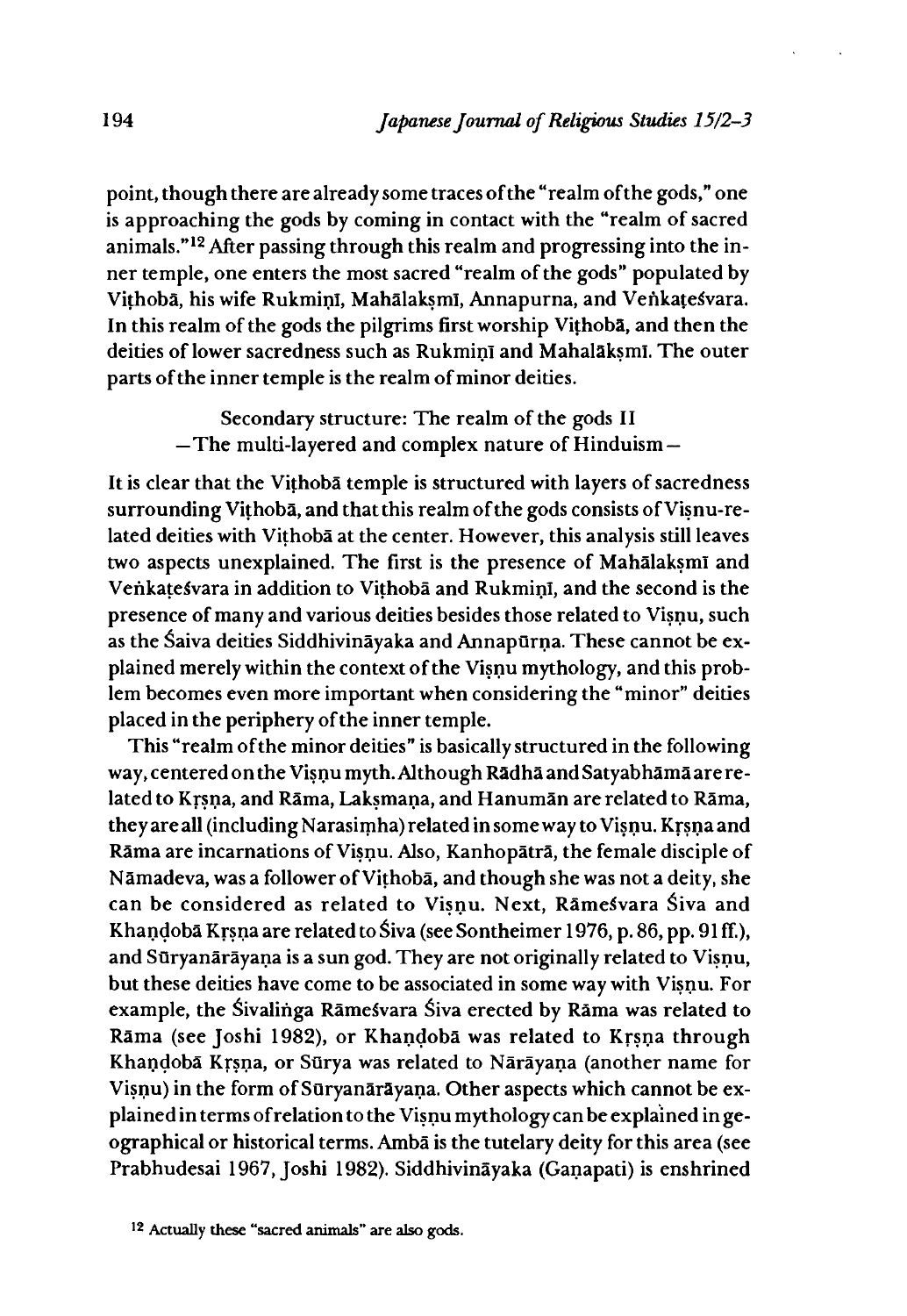point, though there are already some traces of the "realm of the gods," one is approaching the gods by coming in contact with the "realm of sacred animals."[12] After passing through this realm and progressing into the inner temple, one enters the most sacred "realm of the gods" populated by Viṭhobā, his wife Rukmiṇī, Mahālakṣmī, Annapurna, and Veṅkaṭeśvara. In this realm of the gods the pilgrims first worship Viṭhobā, and then the deities of lower sacredness such as Rukmiṇī and Mahalākṣmī. The outer parts of the inner temple is the realm of minor deities.

### Secondary structure: The realm of the gods II —The multi-layered and complex nature of Hinduism—

It is clear that the Viṭhobā temple is structured with layers of sacredness surrounding Viṭhobā, and that this realm of the gods consists of Viṣṇu-related deities with Viṭhobā at the center. However, this analysis still leaves two aspects unexplained. The first is the presence of Mahālakṣmī and Veṅkaṭeśvara in addition to Viṭhobā and Rukmiṇī, and the second is the presence of many and various deities besides those related to Viṣṇu, such as the Śaiva deities Siddhivināyaka and Annapūrṇa. These cannot be explained merely within the context of the Viṣṇu mythology, and this problem becomes even more important when considering the "minor" deities placed in the periphery of the inner temple.

This "realm of the minor deities" is basically structured in the following way, centered on the Viṣṇu myth. Although Rādhā and Satyabhāmā are related to Kṛṣṇa, and Rāma, Lakṣmaṇa, and Hanumān are related to Rāma, they are all (including Narasiṃha) related in some way to Viṣṇu. Kṛṣṇa and Rāma are incarnations of Viṣṇu. Also, Kanhopātrā, the female disciple of Nāmadeva, was a follower of Viṭhobā, and though she was not a deity, she can be considered as related to Viṣṇu. Next, Rāmeśvara Śiva and Khaṇḍobā Kṛṣṇa are related to Śiva (see Sontheimer 1976, p. 86, pp. 91 ff.), and Sūryanārāyaṇa is a sun god. They are not originally related to Viṣṇu, but these deities have come to be associated in some way with Viṣṇu. For example, the Śivaliṅga Rāmeśvara Śiva erected by Rāma was related to Rāma (see Joshi 1982), or Khaṇḍobā was related to Kṛṣṇa through Khaṇḍobā Kṛṣṇa, or Sūrya was related to Nārāyaṇa (another name for Viṣṇu) in the form of Sūryanārāyaṇa. Other aspects which cannot be explained in terms of relation to the Viṣṇu mythology can be explained in geographical or historical terms. Ambā is the tutelary deity for this area (see Prabhudesai 1967, Joshi 1982). Siddhivināyaka (Gaṇapati) is enshrined

[12] Actually these "sacred animals" are also gods.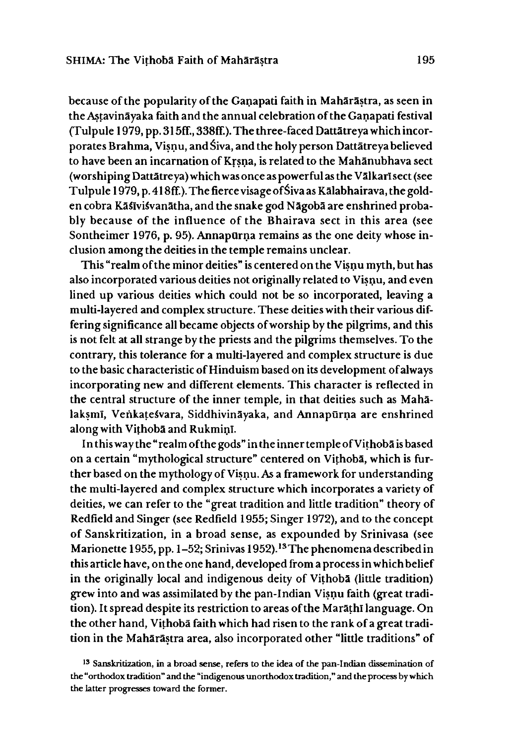because of the popularity of the Gaṇapati faith in Mahārāṣtra, as seen in the Aṣṭavināyaka faith and the annual celebration of the Gaṇapati festival (Tulpule 1979, pp. 315ff., 338ff.). The three-faced Dattātreya which incorporates Brahma, Viṣṇu, and Śiva, and the holy person Dattātreya believed to have been an incarnation of Kṛṣṇa, is related to the Mahānubhava sect (worshiping Dattātreya) which was once as powerful as the Vālkarī sect (see Tulpule 1979, p. 418ff.). The fierce visage of Śiva as Kālabhairava, the golden cobra Kāśīviśvanātha, and the snake god Nāgobā are enshrined probably because of the influence of the Bhairava sect in this area (see Sontheimer 1976, p. 95). Annapūrṇa remains as the one deity whose inclusion among the deities in the temple remains unclear.

This "realm of the minor deities" is centered on the Viṣṇu myth, but has also incorporated various deities not originally related to Viṣṇu, and even lined up various deities which could not be so incorporated, leaving a multi-layered and complex structure. These deities with their various differing significance all became objects of worship by the pilgrims, and this is not felt at all strange by the priests and the pilgrims themselves. To the contrary, this tolerance for a multi-layered and complex structure is due to the basic characteristic of Hinduism based on its development of always incorporating new and different elements. This character is reflected in the central structure of the inner temple, in that deities such as Mahālakṣmī, Veṅkaṭeśvara, Siddhivināyaka, and Annapūrṇa are enshrined along with Viṭhobā and Rukmiṇī.

In this way the "realm of the gods" in the inner temple of Viṭhobā is based on a certain "mythological structure" centered on Viṭhobā, which is further based on the mythology of Viṣṇu. As a framework for understanding the multi-layered and complex structure which incorporates a variety of deities, we can refer to the "great tradition and little tradition" theory of Redfield and Singer (see Redfield 1955; Singer 1972), and to the concept of Sanskritization, in a broad sense, as expounded by Srinivasa (see Marionette 1955, pp. 1–52; Srinivas 1952).[13] The phenomena described in this article have, on the one hand, developed from a process in which belief in the originally local and indigenous deity of Viṭhobā (little tradition) grew into and was assimilated by the pan-Indian Viṣṇu faith (great tradition). It spread despite its restriction to areas of the Marāṭhī language. On the other hand, Viṭhobā faith which had risen to the rank of a great tradition in the Mahārāṣtra area, also incorporated other "little traditions" of

[13] Sanskritization, in a broad sense, refers to the idea of the pan-Indian dissemination of the "orthodox tradition" and the "indigenous unorthodox tradition," and the process by which the latter progresses toward the former.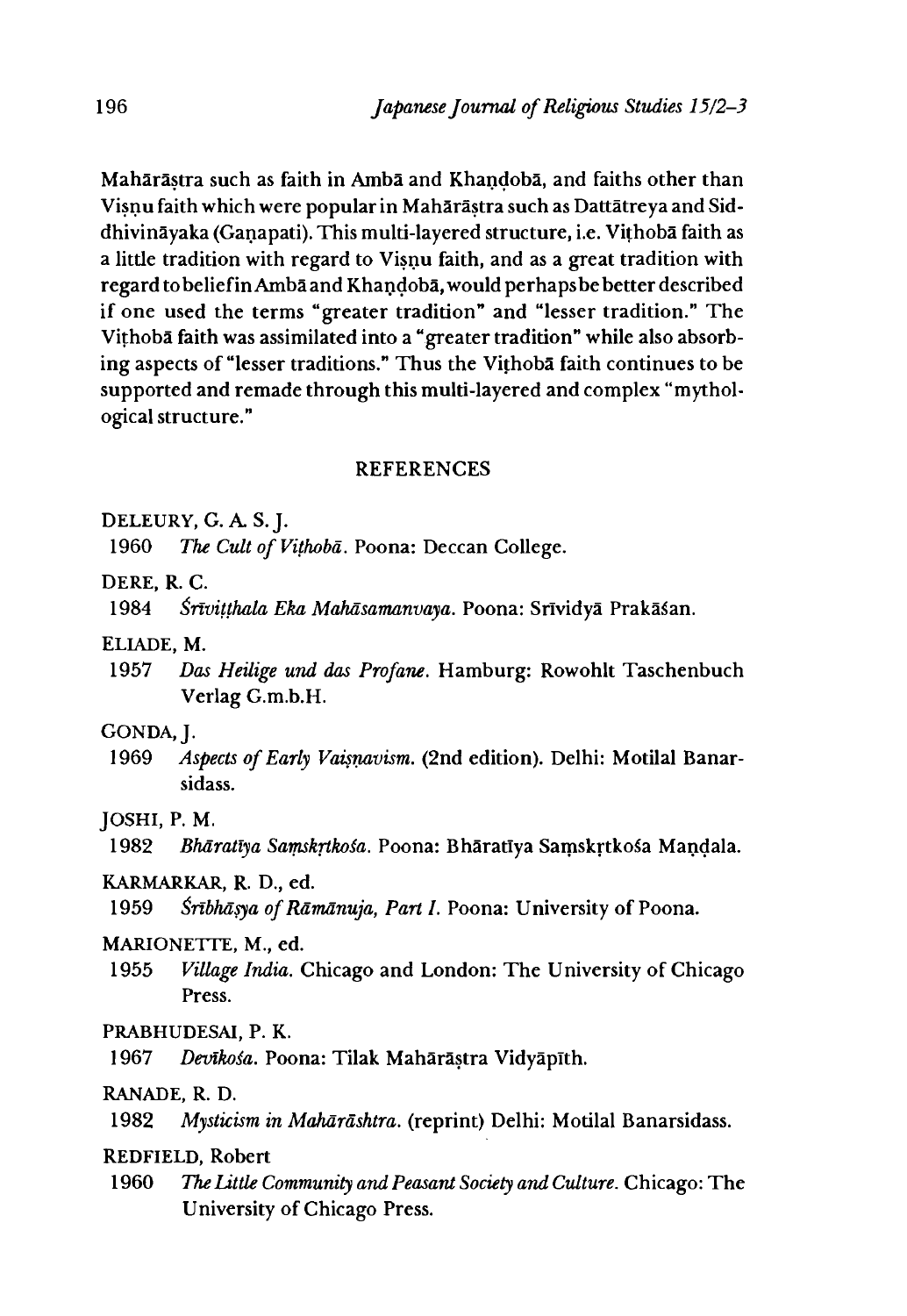Mahārāṣtra such as faith in Ambā and Khaṇḍobā, and faiths other than Viṣṇu faith which were popular in Mahārāṣtra such as Dattātreya and Siddhivināyaka (Gaṇapati). This multi-layered structure, i.e. Viṭhobā faith as a little tradition with regard to Viṣṇu faith, and as a great tradition with regard to belief in Ambā and Khaṇḍobā, would perhaps be better described if one used the terms "greater tradition" and "lesser tradition." The Viṭhobā faith was assimilated into a "greater tradition" while also absorbing aspects of "lesser traditions." Thus the Viṭhobā faith continues to be supported and remade through this multi-layered and complex "mythological structure."

## REFERENCES

DELEURY, G. A. S. J.
1960 *The Cult of Viṭhobā*. Poona: Deccan College.

DERE, R. C.
1984 *Śrīviṭṭhala Eka Mahāsamanvaya*. Poona: Srīvidyā Prakāśan.

ELIADE, M.
1957 *Das Heilige und das Profane*. Hamburg: Rowohlt Taschenbuch Verlag G.m.b.H.

GONDA, J.
1969 *Aspects of Early Vaiṣṇavism*. (2nd edition). Delhi: Motilal Banarsidass.

JOSHI, P. M.
1982 *Bhāratīya Saṃskṛtkośa*. Poona: Bhāratīya Saṃskṛtkośa Maṇḍala.

KARMARKAR, R. D., ed.
1959 *Śrībhāṣya of Rāmānuja, Part I*. Poona: University of Poona.

MARIONETTE, M., ed.
1955 *Village India*. Chicago and London: The University of Chicago Press.

PRABHUDESAI, P. K.
1967 *Devīkośa*. Poona: Tilak Mahārāṣtra Vidyāpīth.

RANADE, R. D.
1982 *Mysticism in Mahārāshtra*. (reprint) Delhi: Motilal Banarsidass.

REDFIELD, Robert
1960 *The Little Community and Peasant Society and Culture*. Chicago: The University of Chicago Press.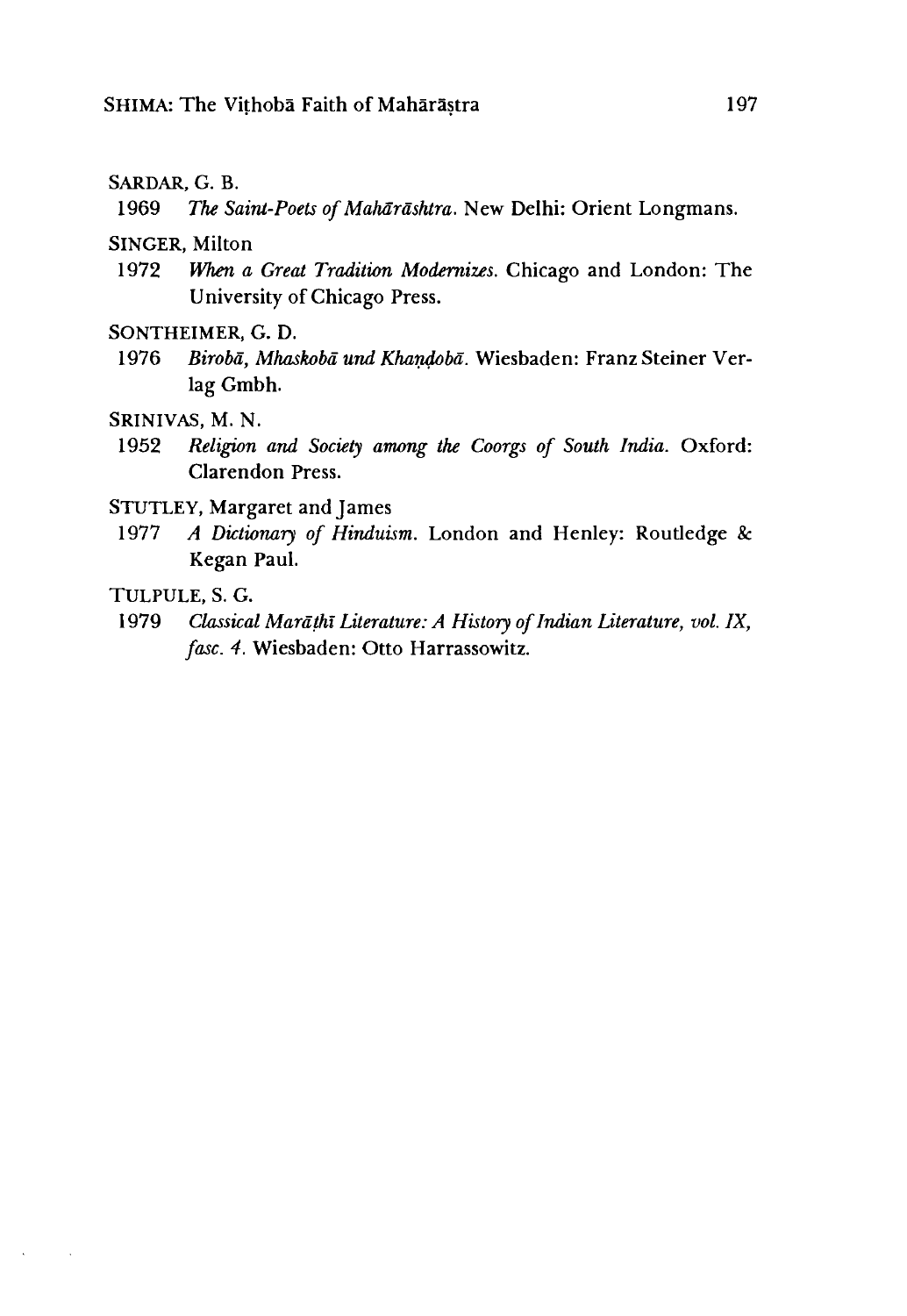SARDAR, G. B.

1969 *The Saint-Poets of Mahārāshtra*. New Delhi: Orient Longmans.

SINGER, Milton

1972 *When a Great Tradition Modernizes*. Chicago and London: The University of Chicago Press.

SONTHEIMER, G. D.

1976 *Birobā, Mhaskobā und Khaṇḍobā*. Wiesbaden: Franz Steiner Verlag Gmbh.

SRINIVAS, M. N.

1952 *Religion and Society among the Coorgs of South India*. Oxford: Clarendon Press.

STUTLEY, Margaret and James

1977 *A Dictionary of Hinduism*. London and Henley: Routledge & Kegan Paul.

TULPULE, S. G.

1979 *Classical Marāṭhī Literature: A History of Indian Literature, vol. IX, fasc. 4*. Wiesbaden: Otto Harrassowitz.